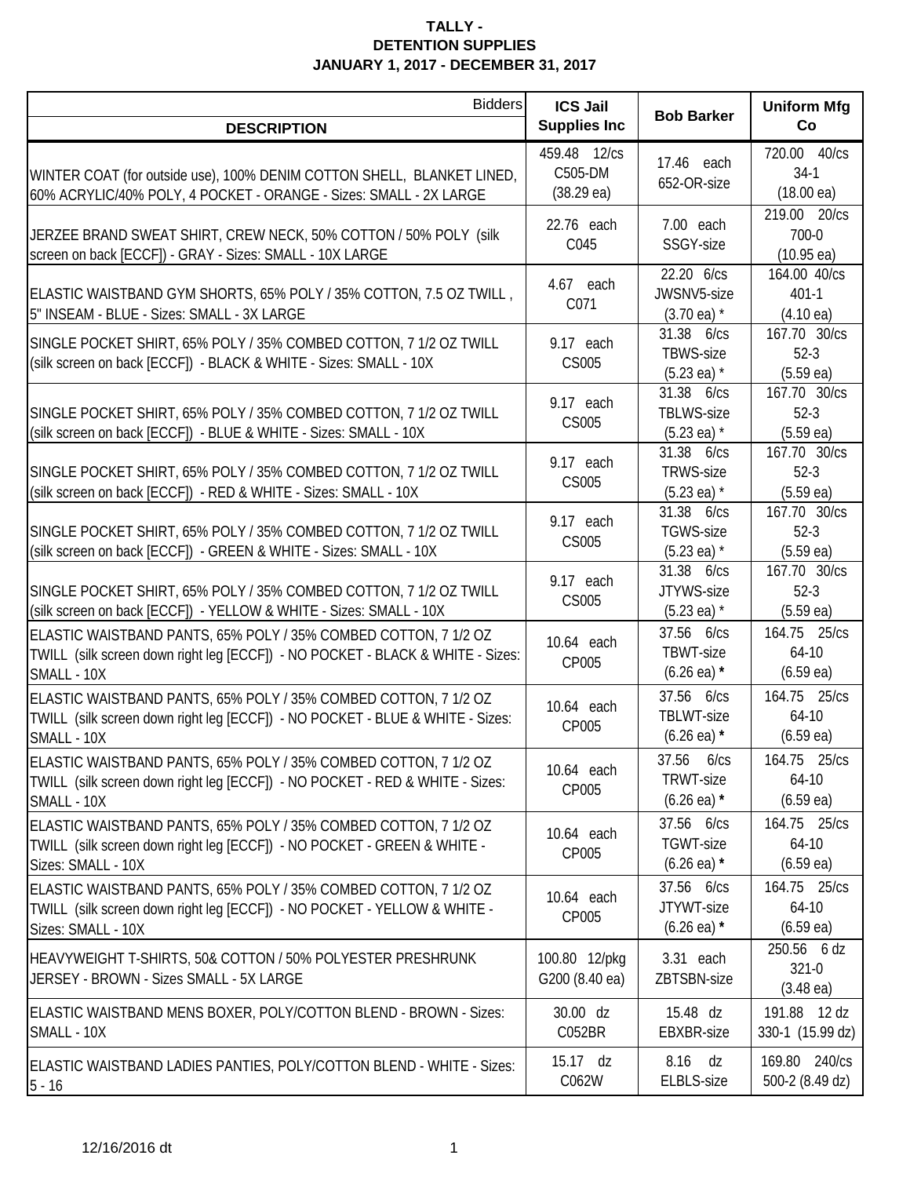**TALLY -**
**DETENTION SUPPLIES**
**JANUARY 1, 2017 - DECEMBER 31, 2017**

| Bidders / **DESCRIPTION** | **ICS Jail Supplies Inc** | **Bob Barker** | **Uniform Mfg Co** |
|---|---|---|---|
| WINTER COAT (for outside use), 100% DENIM COTTON SHELL, BLANKET LINED, 60% ACRYLIC/40% POLY, 4 POCKET - ORANGE - Sizes: SMALL - 2X LARGE | 459.48 12/cs C505-DM (38.29 ea) | 17.46 each 652-OR-size | 720.00 40/cs 34-1 (18.00 ea) |
| JERZEE BRAND SWEAT SHIRT, CREW NECK, 50% COTTON / 50% POLY (silk screen on back [ECCF]) - GRAY - Sizes: SMALL - 10X LARGE | 22.76 each C045 | 7.00 each SSGY-size | 219.00 20/cs 700-0 (10.95 ea) |
| ELASTIC WAISTBAND GYM SHORTS, 65% POLY / 35% COTTON, 7.5 OZ TWILL , 5" INSEAM - BLUE - Sizes: SMALL - 3X LARGE | 4.67 each C071 | 22.20 6/cs JWSNV5-size (3.70 ea) * | 164.00 40/cs 401-1 (4.10 ea) |
| SINGLE POCKET SHIRT, 65% POLY / 35% COMBED COTTON, 7 1/2 OZ TWILL (silk screen on back [ECCF]) - BLACK & WHITE - Sizes: SMALL - 10X | 9.17 each CS005 | 31.38 6/cs TBWS-size (5.23 ea) * | 167.70 30/cs 52-3 (5.59 ea) |
| SINGLE POCKET SHIRT, 65% POLY / 35% COMBED COTTON, 7 1/2 OZ TWILL (silk screen on back [ECCF]) - BLUE & WHITE - Sizes: SMALL - 10X | 9.17 each CS005 | 31.38 6/cs TBLWS-size (5.23 ea) * | 167.70 30/cs 52-3 (5.59 ea) |
| SINGLE POCKET SHIRT, 65% POLY / 35% COMBED COTTON, 7 1/2 OZ TWILL (silk screen on back [ECCF]) - RED & WHITE - Sizes: SMALL - 10X | 9.17 each CS005 | 31.38 6/cs TRWS-size (5.23 ea) * | 167.70 30/cs 52-3 (5.59 ea) |
| SINGLE POCKET SHIRT, 65% POLY / 35% COMBED COTTON, 7 1/2 OZ TWILL (silk screen on back [ECCF]) - GREEN & WHITE - Sizes: SMALL - 10X | 9.17 each CS005 | 31.38 6/cs TGWS-size (5.23 ea) * | 167.70 30/cs 52-3 (5.59 ea) |
| SINGLE POCKET SHIRT, 65% POLY / 35% COMBED COTTON, 7 1/2 OZ TWILL (silk screen on back [ECCF]) - YELLOW & WHITE - Sizes: SMALL - 10X | 9.17 each CS005 | 31.38 6/cs JTYWS-size (5.23 ea) * | 167.70 30/cs 52-3 (5.59 ea) |
| ELASTIC WAISTBAND PANTS, 65% POLY / 35% COMBED COTTON, 7 1/2 OZ TWILL (silk screen down right leg [ECCF]) - NO POCKET - BLACK & WHITE - Sizes: SMALL - 10X | 10.64 each CP005 | 37.56 6/cs TBWT-size (6.26 ea) **\*** | 164.75 25/cs 64-10 (6.59 ea) |
| ELASTIC WAISTBAND PANTS, 65% POLY / 35% COMBED COTTON, 7 1/2 OZ TWILL (silk screen down right leg [ECCF]) - NO POCKET - BLUE & WHITE - Sizes: SMALL - 10X | 10.64 each CP005 | 37.56 6/cs TBLWT-size (6.26 ea) **\*** | 164.75 25/cs 64-10 (6.59 ea) |
| ELASTIC WAISTBAND PANTS, 65% POLY / 35% COMBED COTTON, 7 1/2 OZ TWILL (silk screen down right leg [ECCF]) - NO POCKET - RED & WHITE - Sizes: SMALL - 10X | 10.64 each CP005 | 37.56 6/cs TRWT-size (6.26 ea) **\*** | 164.75 25/cs 64-10 (6.59 ea) |
| ELASTIC WAISTBAND PANTS, 65% POLY / 35% COMBED COTTON, 7 1/2 OZ TWILL (silk screen down right leg [ECCF]) - NO POCKET - GREEN & WHITE - Sizes: SMALL - 10X | 10.64 each CP005 | 37.56 6/cs TGWT-size (6.26 ea) **\*** | 164.75 25/cs 64-10 (6.59 ea) |
| ELASTIC WAISTBAND PANTS, 65% POLY / 35% COMBED COTTON, 7 1/2 OZ TWILL (silk screen down right leg [ECCF]) - NO POCKET - YELLOW & WHITE - Sizes: SMALL - 10X | 10.64 each CP005 | 37.56 6/cs JTYWT-size (6.26 ea) **\*** | 164.75 25/cs 64-10 (6.59 ea) |
| HEAVYWEIGHT T-SHIRTS, 50& COTTON / 50% POLYESTER PRESHRUNK JERSEY - BROWN - Sizes SMALL - 5X LARGE | 100.80 12/pkg G200 (8.40 ea) | 3.31 each ZBTSBN-size | 250.56 6 dz 321-0 (3.48 ea) |
| ELASTIC WAISTBAND MENS BOXER, POLY/COTTON BLEND - BROWN - Sizes: SMALL - 10X | 30.00 dz C052BR | 15.48 dz EBXBR-size | 191.88 12 dz 330-1 (15.99 dz) |
| ELASTIC WAISTBAND LADIES PANTIES, POLY/COTTON BLEND - WHITE - Sizes: 5 - 16 | 15.17 dz C062W | 8.16 dz ELBLS-size | 169.80 240/cs 500-2 (8.49 dz) |

12/16/2016 dt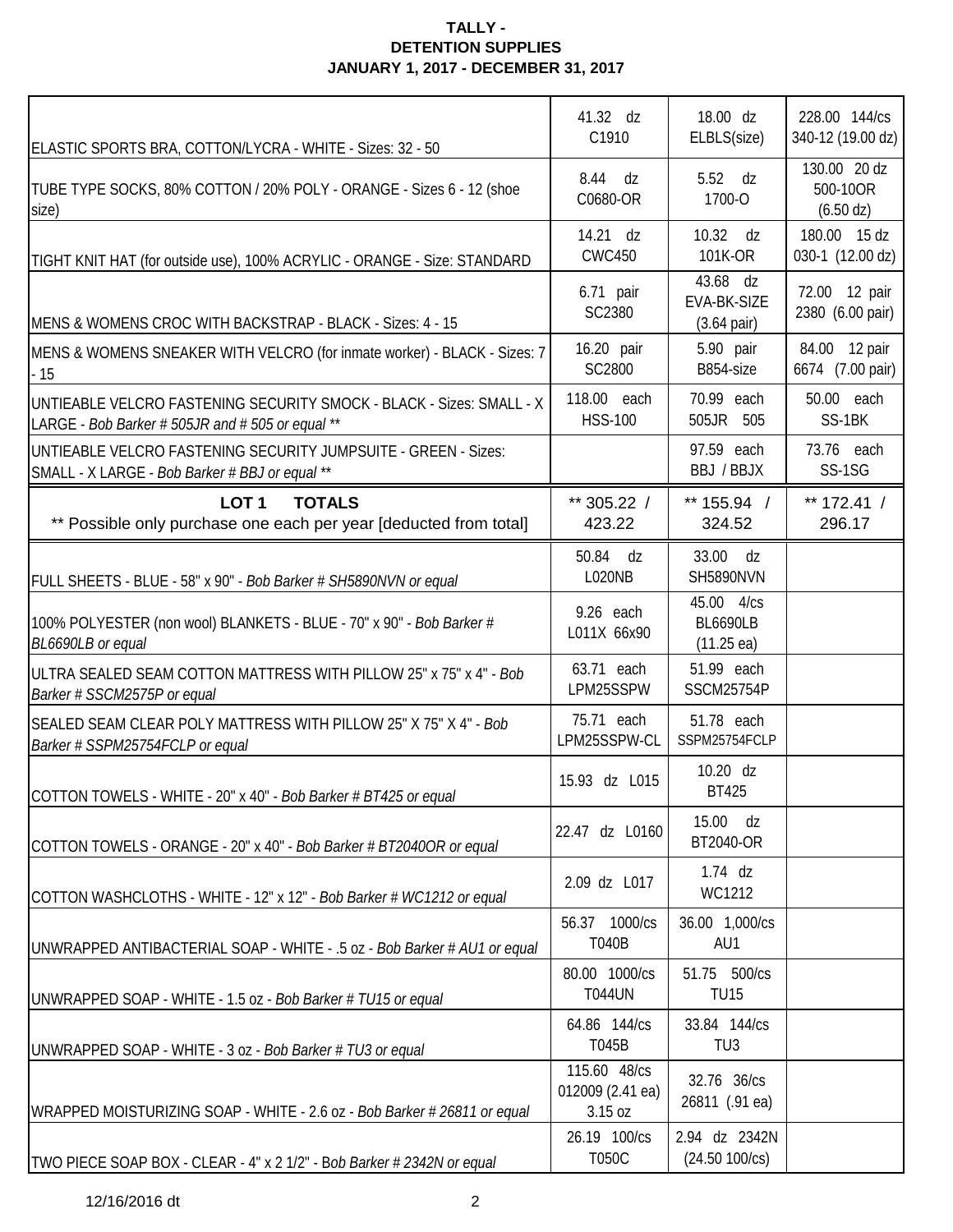**TALLY -**
**DETENTION SUPPLIES**
**JANUARY 1, 2017 - DECEMBER 31, 2017**

| | | | |
|---|---|---|---|
| ELASTIC SPORTS BRA, COTTON/LYCRA - WHITE - Sizes: 32 - 50 | 41.32 dz C1910 | 18.00 dz ELBLS(size) | 228.00 144/cs 340-12 (19.00 dz) |
| TUBE TYPE SOCKS, 80% COTTON / 20% POLY - ORANGE - Sizes 6 - 12 (shoe size) | 8.44 dz C0680-OR | 5.52 dz 1700-O | 130.00 20 dz 500-10OR (6.50 dz) |
| TIGHT KNIT HAT (for outside use), 100% ACRYLIC - ORANGE - Size: STANDARD | 14.21 dz CWC450 | 10.32 dz 101K-OR | 180.00 15 dz 030-1 (12.00 dz) |
| MENS & WOMENS CROC WITH BACKSTRAP - BLACK - Sizes: 4 - 15 | 6.71 pair SC2380 | 43.68 dz EVA-BK-SIZE (3.64 pair) | 72.00 12 pair 2380 (6.00 pair) |
| MENS & WOMENS SNEAKER WITH VELCRO (for inmate worker) - BLACK - Sizes: 7 - 15 | 16.20 pair SC2800 | 5.90 pair B854-size | 84.00 12 pair 6674 (7.00 pair) |
| UNTIEABLE VELCRO FASTENING SECURITY SMOCK - BLACK - Sizes: SMALL - X LARGE - *Bob Barker # 505JR and # 505 or equal \*\** | 118.00 each HSS-100 | 70.99 each 505JR 505 | 50.00 each SS-1BK |
| UNTIEABLE VELCRO FASTENING SECURITY JUMPSUITE - GREEN - Sizes: SMALL - X LARGE - *Bob Barker # BBJ or equal \*\** | | 97.59 each BBJ / BBJX | 73.76 each SS-1SG |
| **LOT 1 TOTALS** ** Possible only purchase one each per year [deducted from total] | ** 305.22 / 423.22 | ** 155.94 / 324.52 | ** 172.41 / 296.17 |
| FULL SHEETS - BLUE - 58" x 90" - *Bob Barker # SH5890NVN or equal* | 50.84 dz L020NB | 33.00 dz SH5890NVN | |
| 100% POLYESTER (non wool) BLANKETS - BLUE - 70" x 90" - *Bob Barker # BL6690LB or equal* | 9.26 each L011X 66x90 | 45.00 4/cs BL6690LB (11.25 ea) | |
| ULTRA SEALED SEAM COTTON MATTRESS WITH PILLOW 25" x 75" x 4" - *Bob Barker # SSCM2575P or equal* | 63.71 each LPM25SSPW | 51.99 each SSCM25754P | |
| SEALED SEAM CLEAR POLY MATTRESS WITH PILLOW 25" X 75" X 4" - *Bob Barker # SSPM25754FCLP or equal* | 75.71 each LPM25SSPW-CL | 51.78 each SSPM25754FCLP | |
| COTTON TOWELS - WHITE - 20" x 40" - *Bob Barker # BT425 or equal* | 15.93 dz L015 | 10.20 dz BT425 | |
| COTTON TOWELS - ORANGE - 20" x 40" - *Bob Barker # BT2040OR or equal* | 22.47 dz L0160 | 15.00 dz BT2040-OR | |
| COTTON WASHCLOTHS - WHITE - 12" x 12" - *Bob Barker # WC1212 or equal* | 2.09 dz L017 | 1.74 dz WC1212 | |
| UNWRAPPED ANTIBACTERIAL SOAP - WHITE - .5 oz - *Bob Barker # AU1 or equal* | 56.37 1000/cs T040B | 36.00 1,000/cs AU1 | |
| UNWRAPPED SOAP - WHITE - 1.5 oz - *Bob Barker # TU15 or equal* | 80.00 1000/cs T044UN | 51.75 500/cs TU15 | |
| UNWRAPPED SOAP - WHITE - 3 oz - *Bob Barker # TU3 or equal* | 64.86 144/cs T045B | 33.84 144/cs TU3 | |
| WRAPPED MOISTURIZING SOAP - WHITE - 2.6 oz - *Bob Barker # 26811 or equal* | 115.60 48/cs 012009 (2.41 ea) 3.15 oz | 32.76 36/cs 26811 (.91 ea) | |
| TWO PIECE SOAP BOX - CLEAR - 4" x 2 1/2" - B*ob Barker # 2342N or equal* | 26.19 100/cs T050C | 2.94 dz 2342N (24.50 100/cs) | |

12/16/2016 dt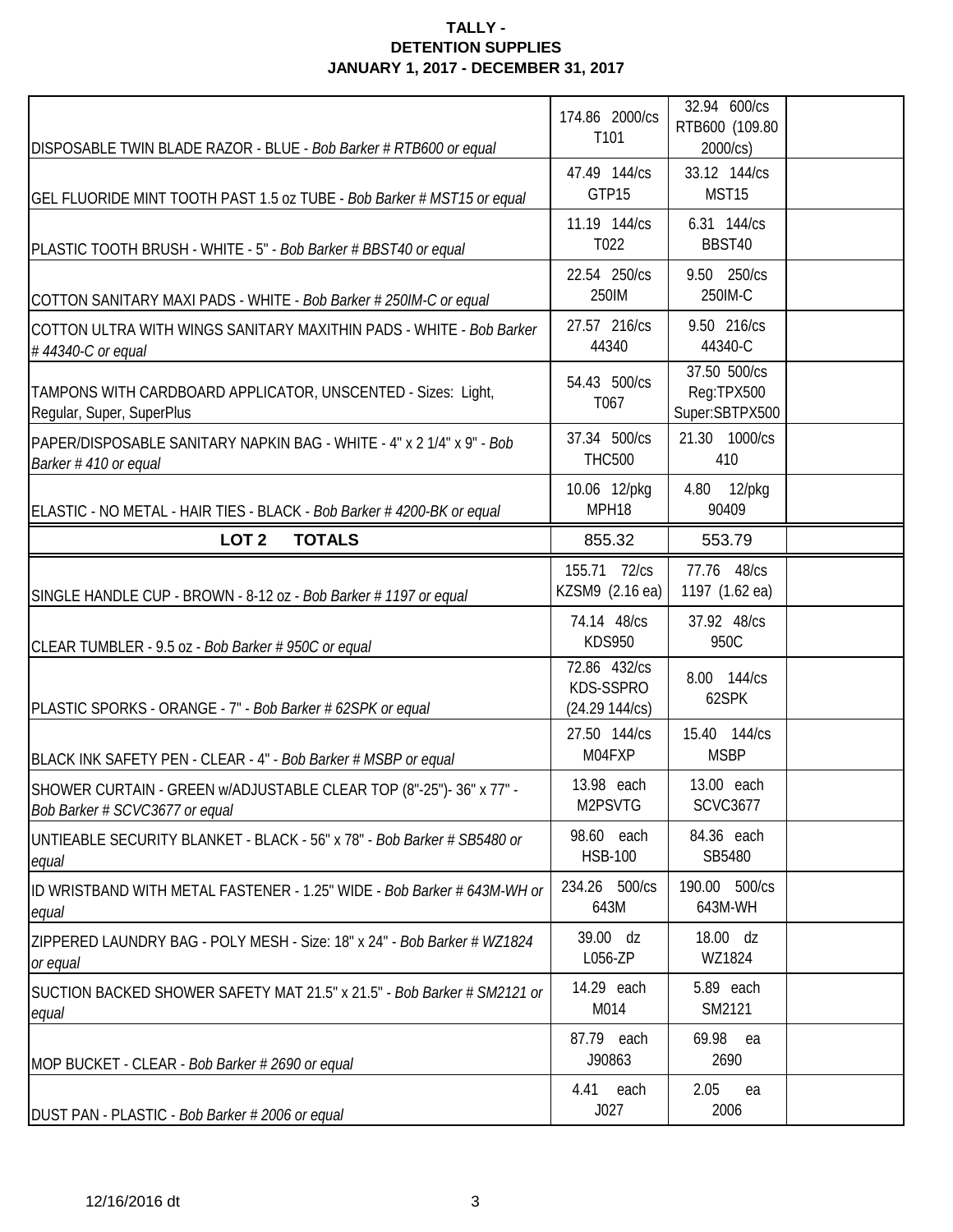**TALLY -**
**DETENTION SUPPLIES**
**JANUARY 1, 2017 - DECEMBER 31, 2017**

| | | | |
|---|---|---|---|
| DISPOSABLE TWIN BLADE RAZOR - BLUE - *Bob Barker # RTB600 or equal* | 174.86 2000/cs T101 | 32.94 600/cs RTB600 (109.80 2000/cs) | |
| GEL FLUORIDE MINT TOOTH PAST 1.5 oz TUBE - *Bob Barker # MST15 or equal* | 47.49 144/cs GTP15 | 33.12 144/cs MST15 | |
| PLASTIC TOOTH BRUSH - WHITE - 5" - *Bob Barker # BBST40 or equal* | 11.19 144/cs T022 | 6.31 144/cs BBST40 | |
| COTTON SANITARY MAXI PADS - WHITE - *Bob Barker # 250IM-C or equal* | 22.54 250/cs 250IM | 9.50 250/cs 250IM-C | |
| COTTON ULTRA WITH WINGS SANITARY MAXITHIN PADS - WHITE - *Bob Barker # 44340-C or equal* | 27.57 216/cs 44340 | 9.50 216/cs 44340-C | |
| TAMPONS WITH CARDBOARD APPLICATOR, UNSCENTED - Sizes: Light, Regular, Super, SuperPlus | 54.43 500/cs T067 | 37.50 500/cs Reg:TPX500 Super:SBTPX500 | |
| PAPER/DISPOSABLE SANITARY NAPKIN BAG - WHITE - 4" x 2 1/4" x 9" - *Bob Barker # 410 or equal* | 37.34 500/cs THC500 | 21.30 1000/cs 410 | |
| ELASTIC - NO METAL - HAIR TIES - BLACK - *Bob Barker # 4200-BK or equal* | 10.06 12/pkg MPH18 | 4.80 12/pkg 90409 | |
| **LOT 2 TOTALS** | 855.32 | 553.79 | |
| SINGLE HANDLE CUP - BROWN - 8-12 oz - *Bob Barker # 1197 or equal* | 155.71 72/cs KZSM9 (2.16 ea) | 77.76 48/cs 1197 (1.62 ea) | |
| CLEAR TUMBLER - 9.5 oz - *Bob Barker # 950C or equal* | 74.14 48/cs KDS950 | 37.92 48/cs 950C | |
| PLASTIC SPORKS - ORANGE - 7" - *Bob Barker # 62SPK or equal* | 72.86 432/cs KDS-SSPRO (24.29 144/cs) | 8.00 144/cs 62SPK | |
| BLACK INK SAFETY PEN - CLEAR - 4" - *Bob Barker # MSBP or equal* | 27.50 144/cs M04FXP | 15.40 144/cs MSBP | |
| SHOWER CURTAIN - GREEN w/ADJUSTABLE CLEAR TOP (8"-25")- 36" x 77" - *Bob Barker # SCVC3677 or equal* | 13.98 each M2PSVTG | 13.00 each SCVC3677 | |
| UNTIEABLE SECURITY BLANKET - BLACK - 56" x 78" - *Bob Barker # SB5480 or equal* | 98.60 each HSB-100 | 84.36 each SB5480 | |
| ID WRISTBAND WITH METAL FASTENER - 1.25" WIDE - *Bob Barker # 643M-WH or equal* | 234.26 500/cs 643M | 190.00 500/cs 643M-WH | |
| ZIPPERED LAUNDRY BAG - POLY MESH - Size: 18" x 24" - *Bob Barker # WZ1824 or equal* | 39.00 dz L056-ZP | 18.00 dz WZ1824 | |
| SUCTION BACKED SHOWER SAFETY MAT 21.5" x 21.5" - *Bob Barker # SM2121 or equal* | 14.29 each M014 | 5.89 each SM2121 | |
| MOP BUCKET - CLEAR - *Bob Barker # 2690 or equal* | 87.79 each J90863 | 69.98 ea 2690 | |
| DUST PAN - PLASTIC - *Bob Barker # 2006 or equal* | 4.41 each J027 | 2.05 ea 2006 | |

12/16/2016 dt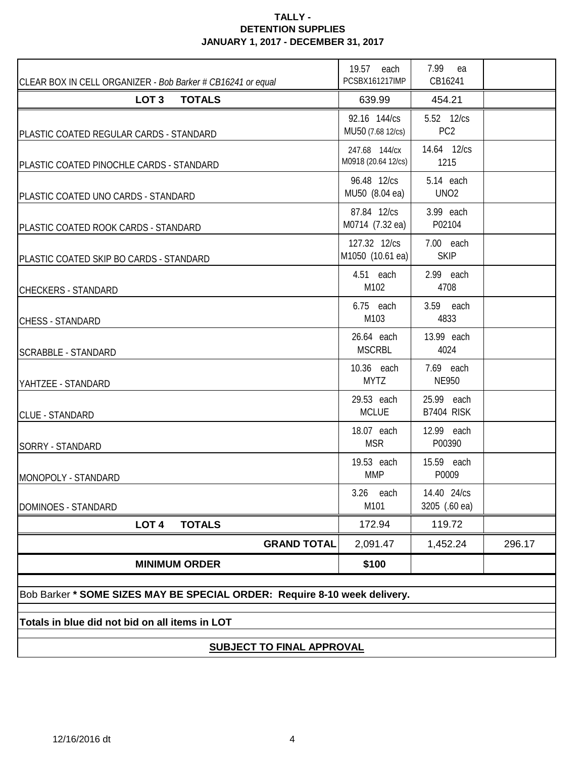**TALLY -**
**DETENTION SUPPLIES**
**JANUARY 1, 2017 - DECEMBER 31, 2017**

| | | | |
|---|---|---|---|
| CLEAR BOX IN CELL ORGANIZER - *Bob Barker # CB16241 or equal* | 19.57 each PCSBX161217IMP | 7.99 ea CB16241 | |
| **LOT 3 TOTALS** | 639.99 | 454.21 | |
| PLASTIC COATED REGULAR CARDS - STANDARD | 92.16 144/cs MU50 (7.68 12/cs) | 5.52 12/cs PC2 | |
| PLASTIC COATED PINOCHLE CARDS - STANDARD | 247.68 144/cx M0918 (20.64 12/cs) | 14.64 12/cs 1215 | |
| PLASTIC COATED UNO CARDS - STANDARD | 96.48 12/cs MU50 (8.04 ea) | 5.14 each UNO2 | |
| PLASTIC COATED ROOK CARDS - STANDARD | 87.84 12/cs M0714 (7.32 ea) | 3.99 each P02104 | |
| PLASTIC COATED SKIP BO CARDS - STANDARD | 127.32 12/cs M1050 (10.61 ea) | 7.00 each SKIP | |
| CHECKERS - STANDARD | 4.51 each M102 | 2.99 each 4708 | |
| CHESS - STANDARD | 6.75 each M103 | 3.59 each 4833 | |
| SCRABBLE - STANDARD | 26.64 each MSCRBL | 13.99 each 4024 | |
| YAHTZEE - STANDARD | 10.36 each MYTZ | 7.69 each NE950 | |
| CLUE - STANDARD | 29.53 each MCLUE | 25.99 each B7404 RISK | |
| SORRY - STANDARD | 18.07 each MSR | 12.99 each P00390 | |
| MONOPOLY - STANDARD | 19.53 each MMP | 15.59 each P0009 | |
| DOMINOES - STANDARD | 3.26 each M101 | 14.40 24/cs 3205 (.60 ea) | |
| **LOT 4 TOTALS** | 172.94 | 119.72 | |
| **GRAND TOTAL** | 2,091.47 | 1,452.24 | 296.17 |
| **MINIMUM ORDER** | **$100** | | |

Bob Barker **\* SOME SIZES MAY BE SPECIAL ORDER: Require 8-10 week delivery.**

**Totals in blue did not bid on all items in LOT**

**SUBJECT TO FINAL APPROVAL**

12/16/2016 dt